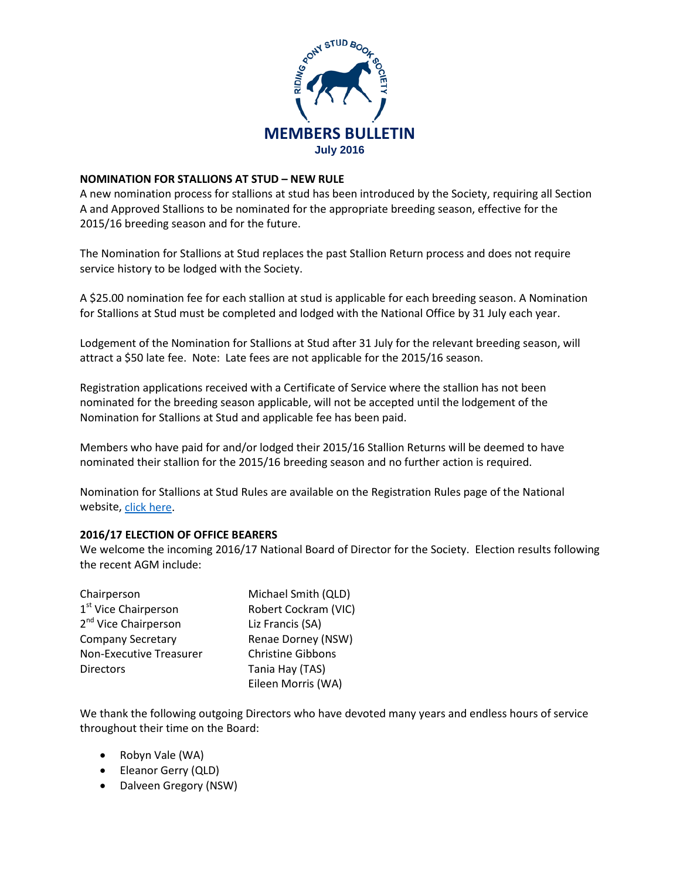# MEMBERS BULLETIN

**July 2016**

**NOMINATION FOR STALLIONS AT STUD – NEW RULE**

A new nomination process for stallions at stud has been introduced by the Society, requiring all Section A and Approved Stallions to be nominated for the appropriate breeding season, effective for the 2015/16 breeding season and for the future.

The Nomination for Stallions at Stud replaces the past Stallion Return process and does not require service history to be lodged with the Society.

A $25.00 nomination fee for each stallion at stud is applicable for each breeding season. A Nomination for Stallions at Stud must be completed and lodged with the National Office by 31 July each year.

Lodgement of the Nomination for Stallions at Stud after 31 July for the relevant breeding season, will attract a $50 late fee. Note: Late fees are not applicable for the 2015/16 season.

Registration applications received with a Certificate of Service where the stallion has not been nominated for the breeding season applicable, will not be accepted until the lodgement of the Nomination for Stallions at Stud and applicable fee has been paid.

Members who have paid for and/or lodged their 2015/16 Stallion Returns will be deemed to have nominated their stallion for the 2015/16 breeding season and no further action is required.

Nomination for Stallions at Stud Rules are available on the Registration Rules page of the National website, click here.

**2016/17 ELECTION OF OFFICE BEARERS**

We welcome the incoming 2016/17 National Board of Director for the Society. Election results following the recent AGM include:

| | |
|---|---|
| Chairperson | Michael Smith (QLD) |
| 1st Vice Chairperson | Robert Cockram (VIC) |
| 2nd Vice Chairperson | Liz Francis (SA) |
| Company Secretary | Renae Dorney (NSW) |
| Non-Executive Treasurer | Christine Gibbons |
| Directors | Tania Hay (TAS) |
| | Eileen Morris (WA) |

We thank the following outgoing Directors who have devoted many years and endless hours of service throughout their time on the Board:

- Robyn Vale (WA)
- Eleanor Gerry (QLD)
- Dalveen Gregory (NSW)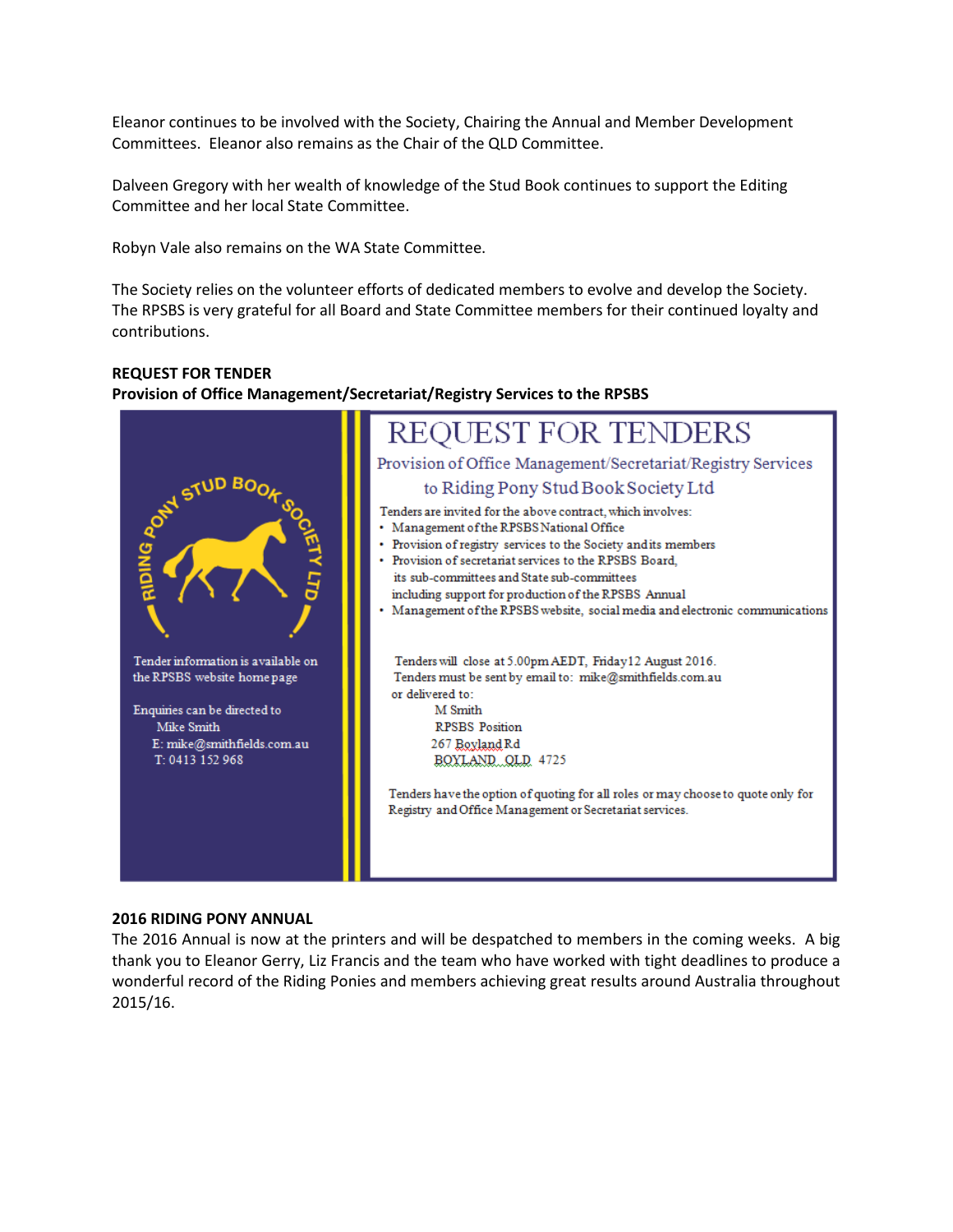Eleanor continues to be involved with the Society, Chairing the Annual and Member Development Committees. Eleanor also remains as the Chair of the QLD Committee.

Dalveen Gregory with her wealth of knowledge of the Stud Book continues to support the Editing Committee and her local State Committee.

Robyn Vale also remains on the WA State Committee.

The Society relies on the volunteer efforts of dedicated members to evolve and develop the Society. The RPSBS is very grateful for all Board and State Committee members for their continued loyalty and contributions.

**REQUEST FOR TENDER**
**Provision of Office Management/Secretariat/Registry Services to the RPSBS**

RIDING PONY STUD BOOK SOCIETY LTD

Tender information is available on the RPSBS website home page

Enquiries can be directed to
Mike Smith
E: mike@smithfields.com.au
T: 0413 152 968

# REQUEST FOR TENDERS

Provision of Office Management/Secretariat/Registry Services to Riding Pony Stud Book Society Ltd

Tenders are invited for the above contract, which involves:

- Management of the RPSBS National Office
- Provision of registry services to the Society and its members
- Provision of secretariat services to the RPSBS Board, its sub-committees and State sub-committees including support for production of the RPSBS Annual
- Management of the RPSBS website, social media and electronic communications

Tenders will close at 5.00pm AEDT, Friday 12 August 2016.
Tenders must be sent by email to: mike@smithfields.com.au
or delivered to:
M Smith
RPSBS Position
267 Boyland Rd
BOYLAND QLD 4725

Tenders have the option of quoting for all roles or may choose to quote only for Registry and Office Management or Secretariat services.

**2016 RIDING PONY ANNUAL**
The 2016 Annual is now at the printers and will be despatched to members in the coming weeks. A big thank you to Eleanor Gerry, Liz Francis and the team who have worked with tight deadlines to produce a wonderful record of the Riding Ponies and members achieving great results around Australia throughout 2015/16.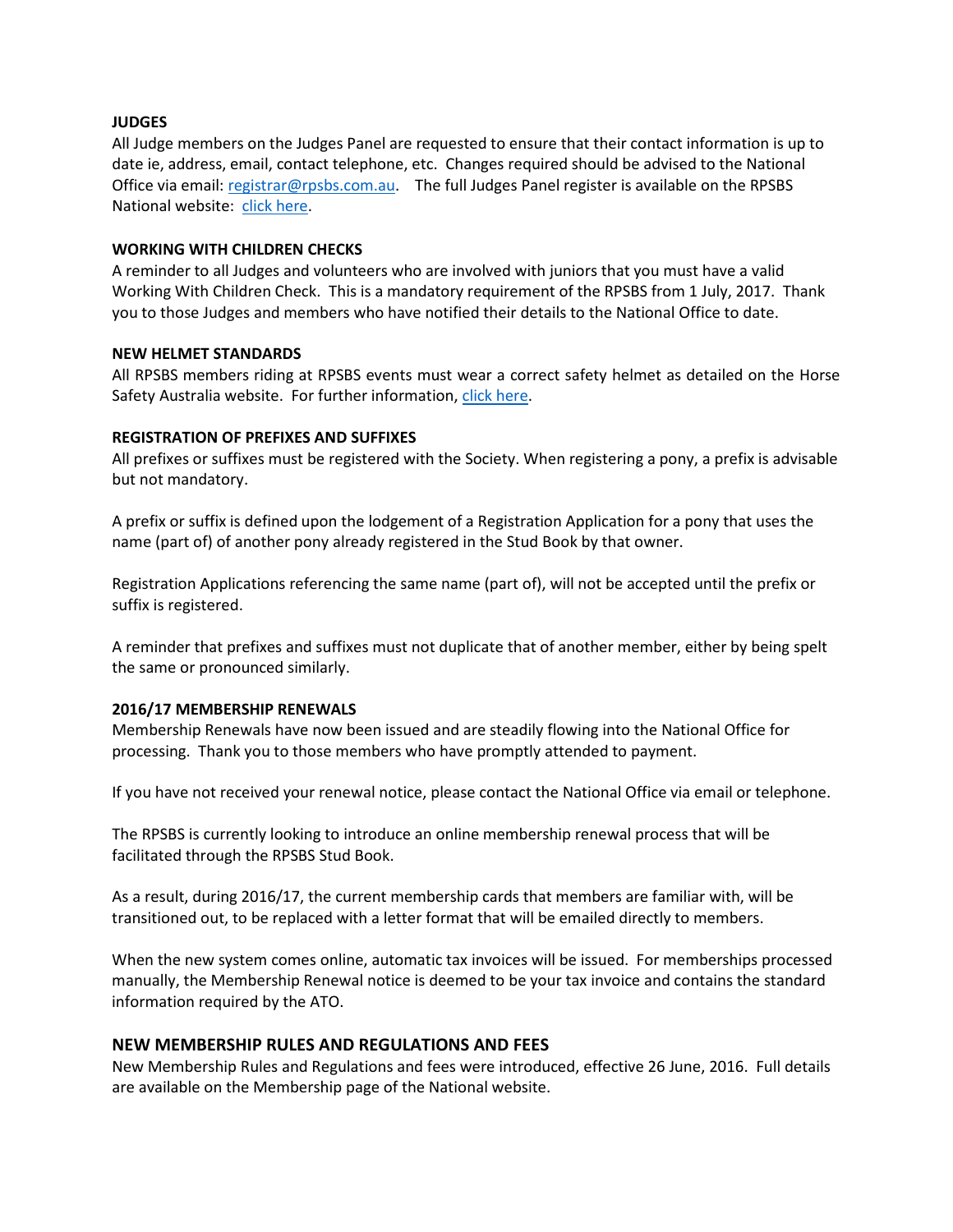**JUDGES**

All Judge members on the Judges Panel are requested to ensure that their contact information is up to date ie, address, email, contact telephone, etc. Changes required should be advised to the National Office via email: registrar@rpsbs.com.au. The full Judges Panel register is available on the RPSBS National website: click here.

**WORKING WITH CHILDREN CHECKS**

A reminder to all Judges and volunteers who are involved with juniors that you must have a valid Working With Children Check. This is a mandatory requirement of the RPSBS from 1 July, 2017. Thank you to those Judges and members who have notified their details to the National Office to date.

**NEW HELMET STANDARDS**

All RPSBS members riding at RPSBS events must wear a correct safety helmet as detailed on the Horse Safety Australia website. For further information, click here.

**REGISTRATION OF PREFIXES AND SUFFIXES**

All prefixes or suffixes must be registered with the Society. When registering a pony, a prefix is advisable but not mandatory.

A prefix or suffix is defined upon the lodgement of a Registration Application for a pony that uses the name (part of) of another pony already registered in the Stud Book by that owner.

Registration Applications referencing the same name (part of), will not be accepted until the prefix or suffix is registered.

A reminder that prefixes and suffixes must not duplicate that of another member, either by being spelt the same or pronounced similarly.

**2016/17 MEMBERSHIP RENEWALS**

Membership Renewals have now been issued and are steadily flowing into the National Office for processing. Thank you to those members who have promptly attended to payment.

If you have not received your renewal notice, please contact the National Office via email or telephone.

The RPSBS is currently looking to introduce an online membership renewal process that will be facilitated through the RPSBS Stud Book.

As a result, during 2016/17, the current membership cards that members are familiar with, will be transitioned out, to be replaced with a letter format that will be emailed directly to members.

When the new system comes online, automatic tax invoices will be issued. For memberships processed manually, the Membership Renewal notice is deemed to be your tax invoice and contains the standard information required by the ATO.

## NEW MEMBERSHIP RULES AND REGULATIONS AND FEES

New Membership Rules and Regulations and fees were introduced, effective 26 June, 2016. Full details are available on the Membership page of the National website.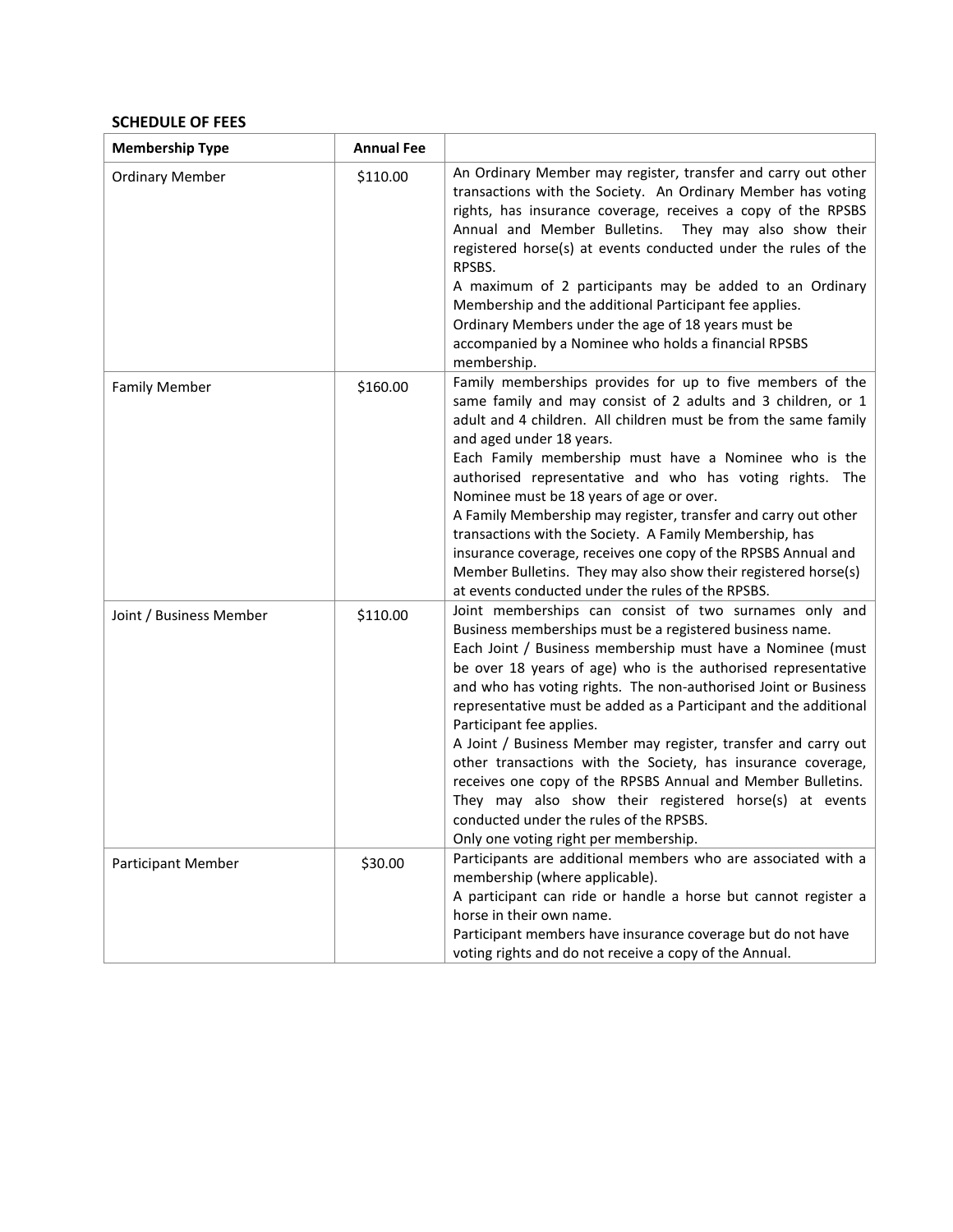**SCHEDULE OF FEES**

| Membership Type | Annual Fee | |
|---|---|---|
| Ordinary Member | $110.00 | An Ordinary Member may register, transfer and carry out other transactions with the Society. An Ordinary Member has voting rights, has insurance coverage, receives a copy of the RPSBS Annual and Member Bulletins. They may also show their registered horse(s) at events conducted under the rules of the RPSBS.<br>A maximum of 2 participants may be added to an Ordinary Membership and the additional Participant fee applies.<br>Ordinary Members under the age of 18 years must be accompanied by a Nominee who holds a financial RPSBS membership. |
| Family Member | $160.00 | Family memberships provides for up to five members of the same family and may consist of 2 adults and 3 children, or 1 adult and 4 children. All children must be from the same family and aged under 18 years.<br>Each Family membership must have a Nominee who is the authorised representative and who has voting rights. The Nominee must be 18 years of age or over.<br>A Family Membership may register, transfer and carry out other transactions with the Society. A Family Membership, has insurance coverage, receives one copy of the RPSBS Annual and Member Bulletins. They may also show their registered horse(s) at events conducted under the rules of the RPSBS. |
| Joint / Business Member | $110.00 | Joint memberships can consist of two surnames only and Business memberships must be a registered business name.<br>Each Joint / Business membership must have a Nominee (must be over 18 years of age) who is the authorised representative and who has voting rights. The non-authorised Joint or Business representative must be added as a Participant and the additional Participant fee applies.<br>A Joint / Business Member may register, transfer and carry out other transactions with the Society, has insurance coverage, receives one copy of the RPSBS Annual and Member Bulletins. They may also show their registered horse(s) at events conducted under the rules of the RPSBS.<br>Only one voting right per membership. |
| Participant Member | $30.00 | Participants are additional members who are associated with a membership (where applicable).<br>A participant can ride or handle a horse but cannot register a horse in their own name.<br>Participant members have insurance coverage but do not have voting rights and do not receive a copy of the Annual. |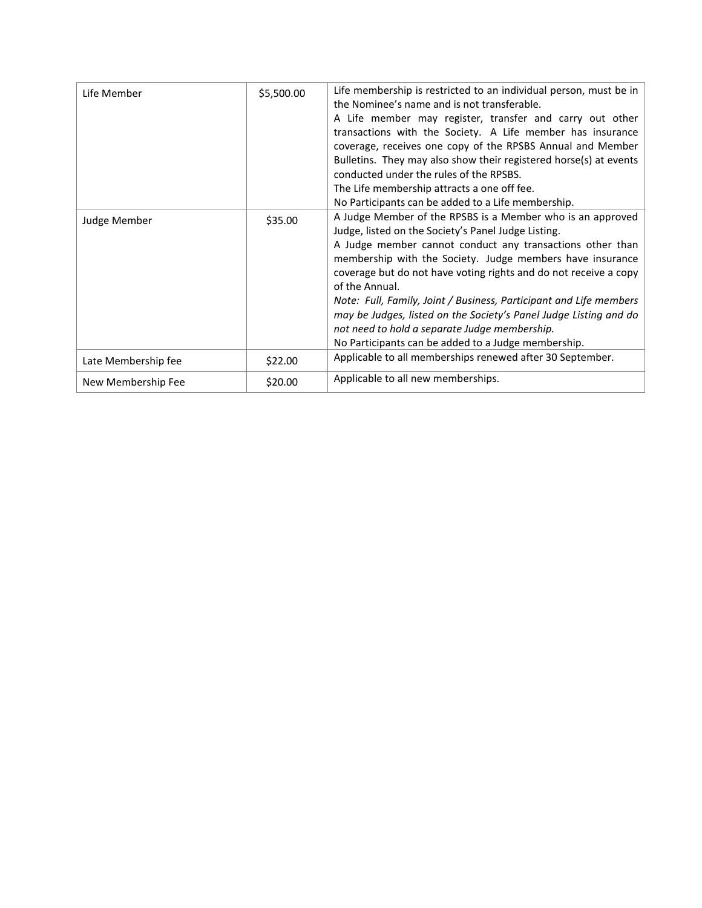| | | |
|---|---|---|
| Life Member | $5,500.00 | Life membership is restricted to an individual person, must be in the Nominee's name and is not transferable.<br>A Life member may register, transfer and carry out other transactions with the Society. A Life member has insurance coverage, receives one copy of the RPSBS Annual and Member Bulletins. They may also show their registered horse(s) at events conducted under the rules of the RPSBS.<br>The Life membership attracts a one off fee.<br>No Participants can be added to a Life membership. |
| Judge Member | $35.00 | A Judge Member of the RPSBS is a Member who is an approved Judge, listed on the Society's Panel Judge Listing.<br>A Judge member cannot conduct any transactions other than membership with the Society. Judge members have insurance coverage but do not have voting rights and do not receive a copy of the Annual.<br>*Note: Full, Family, Joint / Business, Participant and Life members may be Judges, listed on the Society's Panel Judge Listing and do not need to hold a separate Judge membership.*<br>No Participants can be added to a Judge membership. |
| Late Membership fee | $22.00 | Applicable to all memberships renewed after 30 September. |
| New Membership Fee | $20.00 | Applicable to all new memberships. |